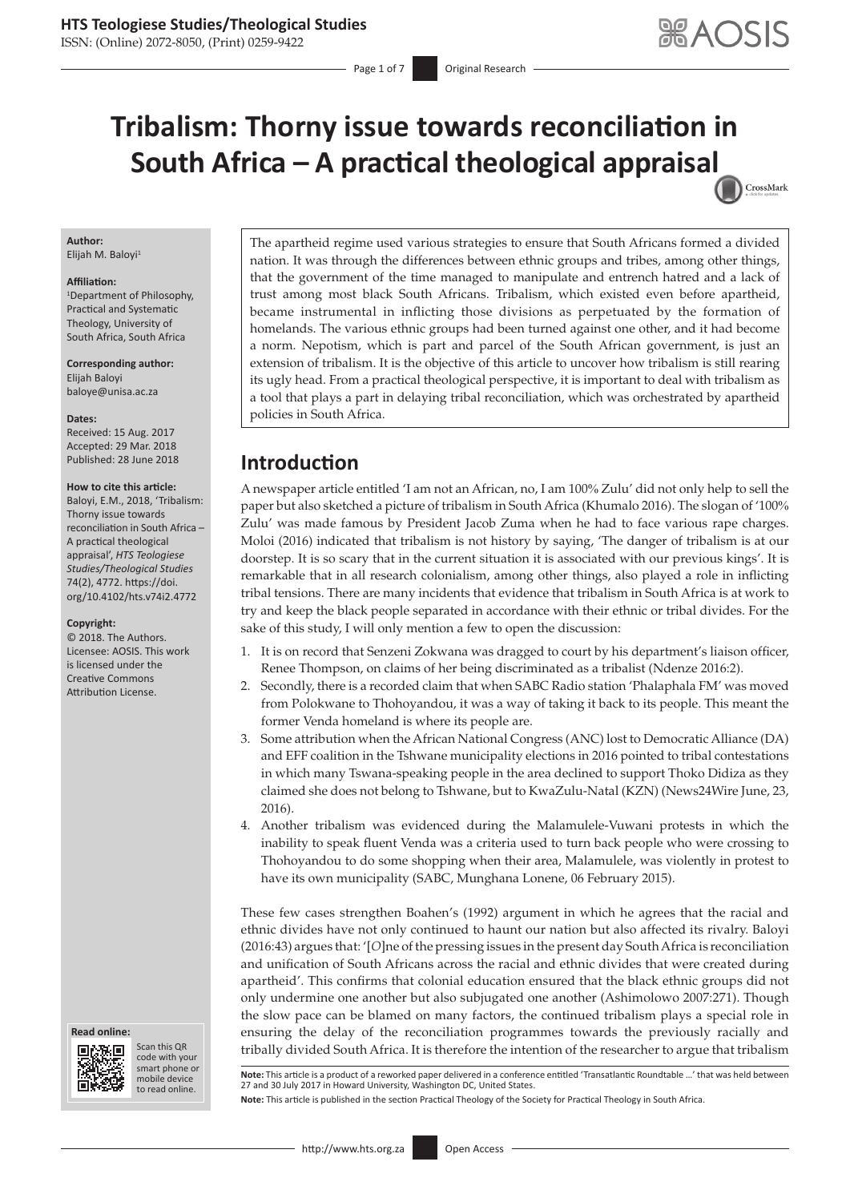# Tribalism: Thorny issue towards reconciliation in South Africa – A practical theological appraisal

**Author:**
Elijah M. Baloyi[1]

**Affiliation:**
[1]Department of Philosophy, Practical and Systematic Theology, University of South Africa, South Africa

**Corresponding author:**
Elijah Baloyi
baloye@unisa.ac.za

**Dates:**
Received: 15 Aug. 2017
Accepted: 29 Mar. 2018
Published: 28 June 2018

**How to cite this article:**
Baloyi, E.M., 2018, 'Tribalism: Thorny issue towards reconciliation in South Africa – A practical theological appraisal', *HTS Teologiese Studies/Theological Studies* 74(2), 4772. https://doi.org/10.4102/hts.v74i2.4772

**Copyright:**
© 2018. The Authors. Licensee: AOSIS. This work is licensed under the Creative Commons Attribution License.

The apartheid regime used various strategies to ensure that South Africans formed a divided nation. It was through the differences between ethnic groups and tribes, among other things, that the government of the time managed to manipulate and entrench hatred and a lack of trust among most black South Africans. Tribalism, which existed even before apartheid, became instrumental in inflicting those divisions as perpetuated by the formation of homelands. The various ethnic groups had been turned against one other, and it had become a norm. Nepotism, which is part and parcel of the South African government, is just an extension of tribalism. It is the objective of this article to uncover how tribalism is still rearing its ugly head. From a practical theological perspective, it is important to deal with tribalism as a tool that plays a part in delaying tribal reconciliation, which was orchestrated by apartheid policies in South Africa.

## Introduction

A newspaper article entitled 'I am not an African, no, I am 100% Zulu' did not only help to sell the paper but also sketched a picture of tribalism in South Africa (Khumalo 2016). The slogan of '100% Zulu' was made famous by President Jacob Zuma when he had to face various rape charges. Moloi (2016) indicated that tribalism is not history by saying, 'The danger of tribalism is at our doorstep. It is so scary that in the current situation it is associated with our previous kings'. It is remarkable that in all research colonialism, among other things, also played a role in inflicting tribal tensions. There are many incidents that evidence that tribalism in South Africa is at work to try and keep the black people separated in accordance with their ethnic or tribal divides. For the sake of this study, I will only mention a few to open the discussion:

1. It is on record that Senzeni Zokwana was dragged to court by his department's liaison officer, Renee Thompson, on claims of her being discriminated as a tribalist (Ndenze 2016:2).
2. Secondly, there is a recorded claim that when SABC Radio station 'Phalaphala FM' was moved from Polokwane to Thohoyandou, it was a way of taking it back to its people. This meant the former Venda homeland is where its people are.
3. Some attribution when the African National Congress (ANC) lost to Democratic Alliance (DA) and EFF coalition in the Tshwane municipality elections in 2016 pointed to tribal contestations in which many Tswana-speaking people in the area declined to support Thoko Didiza as they claimed she does not belong to Tshwane, but to KwaZulu-Natal (KZN) (News24Wire June, 23, 2016).
4. Another tribalism was evidenced during the Malamulele-Vuwani protests in which the inability to speak fluent Venda was a criteria used to turn back people who were crossing to Thohoyandou to do some shopping when their area, Malamulele, was violently in protest to have its own municipality (SABC, Munghana Lonene, 06 February 2015).

These few cases strengthen Boahen's (1992) argument in which he agrees that the racial and ethnic divides have not only continued to haunt our nation but also affected its rivalry. Baloyi (2016:43) argues that: '[*O*]ne of the pressing issues in the present day South Africa is reconciliation and unification of South Africans across the racial and ethnic divides that were created during apartheid'. This confirms that colonial education ensured that the black ethnic groups did not only undermine one another but also subjugated one another (Ashimolowo 2007:271). Though the slow pace can be blamed on many factors, the continued tribalism plays a special role in ensuring the delay of the reconciliation programmes towards the previously racially and tribally divided South Africa. It is therefore the intention of the researcher to argue that tribalism

**Note:** This article is a product of a reworked paper delivered in a conference entitled 'Transatlantic Roundtable …' that was held between 27 and 30 July 2017 in Howard University, Washington DC, United States.

**Note:** This article is published in the section Practical Theology of the Society for Practical Theology in South Africa.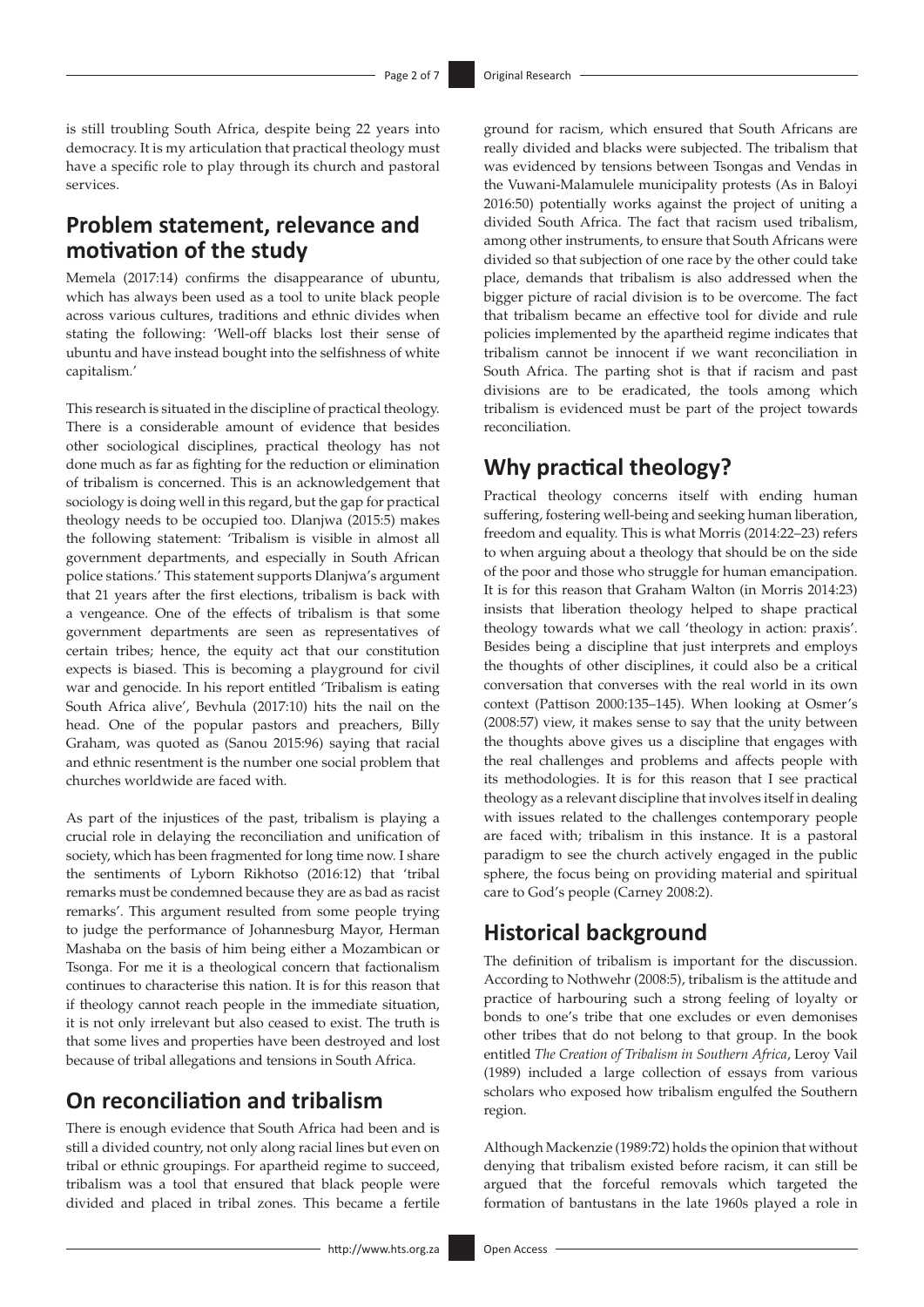is still troubling South Africa, despite being 22 years into democracy. It is my articulation that practical theology must have a specific role to play through its church and pastoral services.

## Problem statement, relevance and motivation of the study

Memela (2017:14) confirms the disappearance of ubuntu, which has always been used as a tool to unite black people across various cultures, traditions and ethnic divides when stating the following: 'Well-off blacks lost their sense of ubuntu and have instead bought into the selfishness of white capitalism.'

This research is situated in the discipline of practical theology. There is a considerable amount of evidence that besides other sociological disciplines, practical theology has not done much as far as fighting for the reduction or elimination of tribalism is concerned. This is an acknowledgement that sociology is doing well in this regard, but the gap for practical theology needs to be occupied too. Dlanjwa (2015:5) makes the following statement: 'Tribalism is visible in almost all government departments, and especially in South African police stations.' This statement supports Dlanjwa's argument that 21 years after the first elections, tribalism is back with a vengeance. One of the effects of tribalism is that some government departments are seen as representatives of certain tribes; hence, the equity act that our constitution expects is biased. This is becoming a playground for civil war and genocide. In his report entitled 'Tribalism is eating South Africa alive', Bevhula (2017:10) hits the nail on the head. One of the popular pastors and preachers, Billy Graham, was quoted as (Sanou 2015:96) saying that racial and ethnic resentment is the number one social problem that churches worldwide are faced with.

As part of the injustices of the past, tribalism is playing a crucial role in delaying the reconciliation and unification of society, which has been fragmented for long time now. I share the sentiments of Lyborn Rikhotso (2016:12) that 'tribal remarks must be condemned because they are as bad as racist remarks'. This argument resulted from some people trying to judge the performance of Johannesburg Mayor, Herman Mashaba on the basis of him being either a Mozambican or Tsonga. For me it is a theological concern that factionalism continues to characterise this nation. It is for this reason that if theology cannot reach people in the immediate situation, it is not only irrelevant but also ceased to exist. The truth is that some lives and properties have been destroyed and lost because of tribal allegations and tensions in South Africa.

## On reconciliation and tribalism

There is enough evidence that South Africa had been and is still a divided country, not only along racial lines but even on tribal or ethnic groupings. For apartheid regime to succeed, tribalism was a tool that ensured that black people were divided and placed in tribal zones. This became a fertile ground for racism, which ensured that South Africans are really divided and blacks were subjected. The tribalism that was evidenced by tensions between Tsongas and Vendas in the Vuwani-Malamulele municipality protests (As in Baloyi 2016:50) potentially works against the project of uniting a divided South Africa. The fact that racism used tribalism, among other instruments, to ensure that South Africans were divided so that subjection of one race by the other could take place, demands that tribalism is also addressed when the bigger picture of racial division is to be overcome. The fact that tribalism became an effective tool for divide and rule policies implemented by the apartheid regime indicates that tribalism cannot be innocent if we want reconciliation in South Africa. The parting shot is that if racism and past divisions are to be eradicated, the tools among which tribalism is evidenced must be part of the project towards reconciliation.

## Why practical theology?

Practical theology concerns itself with ending human suffering, fostering well-being and seeking human liberation, freedom and equality. This is what Morris (2014:22–23) refers to when arguing about a theology that should be on the side of the poor and those who struggle for human emancipation. It is for this reason that Graham Walton (in Morris 2014:23) insists that liberation theology helped to shape practical theology towards what we call 'theology in action: praxis'. Besides being a discipline that just interprets and employs the thoughts of other disciplines, it could also be a critical conversation that converses with the real world in its own context (Pattison 2000:135–145). When looking at Osmer's (2008:57) view, it makes sense to say that the unity between the thoughts above gives us a discipline that engages with the real challenges and problems and affects people with its methodologies. It is for this reason that I see practical theology as a relevant discipline that involves itself in dealing with issues related to the challenges contemporary people are faced with; tribalism in this instance. It is a pastoral paradigm to see the church actively engaged in the public sphere, the focus being on providing material and spiritual care to God's people (Carney 2008:2).

## Historical background

The definition of tribalism is important for the discussion. According to Nothwehr (2008:5), tribalism is the attitude and practice of harbouring such a strong feeling of loyalty or bonds to one's tribe that one excludes or even demonises other tribes that do not belong to that group. In the book entitled *The Creation of Tribalism in Southern Africa*, Leroy Vail (1989) included a large collection of essays from various scholars who exposed how tribalism engulfed the Southern region.

Although Mackenzie (1989:72) holds the opinion that without denying that tribalism existed before racism, it can still be argued that the forceful removals which targeted the formation of bantustans in the late 1960s played a role in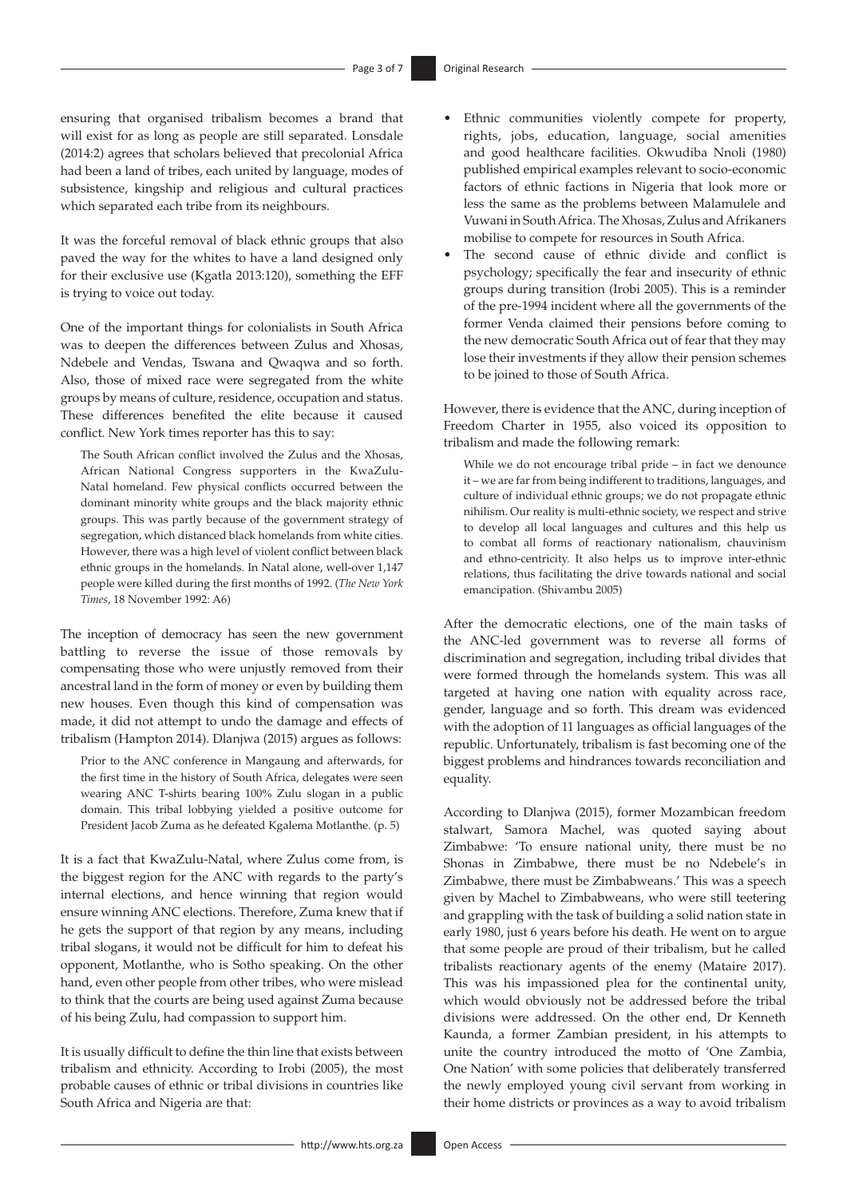ensuring that organised tribalism becomes a brand that will exist for as long as people are still separated. Lonsdale (2014:2) agrees that scholars believed that precolonial Africa had been a land of tribes, each united by language, modes of subsistence, kingship and religious and cultural practices which separated each tribe from its neighbours.

It was the forceful removal of black ethnic groups that also paved the way for the whites to have a land designed only for their exclusive use (Kgatla 2013:120), something the EFF is trying to voice out today.

One of the important things for colonialists in South Africa was to deepen the differences between Zulus and Xhosas, Ndebele and Vendas, Tswana and Qwaqwa and so forth. Also, those of mixed race were segregated from the white groups by means of culture, residence, occupation and status. These differences benefited the elite because it caused conflict. New York times reporter has this to say:

> The South African conflict involved the Zulus and the Xhosas, African National Congress supporters in the KwaZulu-Natal homeland. Few physical conflicts occurred between the dominant minority white groups and the black majority ethnic groups. This was partly because of the government strategy of segregation, which distanced black homelands from white cities. However, there was a high level of violent conflict between black ethnic groups in the homelands. In Natal alone, well-over 1,147 people were killed during the first months of 1992. (*The New York Times*, 18 November 1992: A6)

The inception of democracy has seen the new government battling to reverse the issue of those removals by compensating those who were unjustly removed from their ancestral land in the form of money or even by building them new houses. Even though this kind of compensation was made, it did not attempt to undo the damage and effects of tribalism (Hampton 2014). Dlanjwa (2015) argues as follows:

> Prior to the ANC conference in Mangaung and afterwards, for the first time in the history of South Africa, delegates were seen wearing ANC T-shirts bearing 100% Zulu slogan in a public domain. This tribal lobbying yielded a positive outcome for President Jacob Zuma as he defeated Kgalema Motlanthe. (p. 5)

It is a fact that KwaZulu-Natal, where Zulus come from, is the biggest region for the ANC with regards to the party's internal elections, and hence winning that region would ensure winning ANC elections. Therefore, Zuma knew that if he gets the support of that region by any means, including tribal slogans, it would not be difficult for him to defeat his opponent, Motlanthe, who is Sotho speaking. On the other hand, even other people from other tribes, who were mislead to think that the courts are being used against Zuma because of his being Zulu, had compassion to support him.

It is usually difficult to define the thin line that exists between tribalism and ethnicity. According to Irobi (2005), the most probable causes of ethnic or tribal divisions in countries like South Africa and Nigeria are that:

- Ethnic communities violently compete for property, rights, jobs, education, language, social amenities and good healthcare facilities. Okwudiba Nnoli (1980) published empirical examples relevant to socio-economic factors of ethnic factions in Nigeria that look more or less the same as the problems between Malamulele and Vuwani in South Africa. The Xhosas, Zulus and Afrikaners mobilise to compete for resources in South Africa.
- The second cause of ethnic divide and conflict is psychology; specifically the fear and insecurity of ethnic groups during transition (Irobi 2005). This is a reminder of the pre-1994 incident where all the governments of the former Venda claimed their pensions before coming to the new democratic South Africa out of fear that they may lose their investments if they allow their pension schemes to be joined to those of South Africa.

However, there is evidence that the ANC, during inception of Freedom Charter in 1955, also voiced its opposition to tribalism and made the following remark:

> While we do not encourage tribal pride – in fact we denounce it – we are far from being indifferent to traditions, languages, and culture of individual ethnic groups; we do not propagate ethnic nihilism. Our reality is multi-ethnic society, we respect and strive to develop all local languages and cultures and this help us to combat all forms of reactionary nationalism, chauvinism and ethno-centricity. It also helps us to improve inter-ethnic relations, thus facilitating the drive towards national and social emancipation. (Shivambu 2005)

After the democratic elections, one of the main tasks of the ANC-led government was to reverse all forms of discrimination and segregation, including tribal divides that were formed through the homelands system. This was all targeted at having one nation with equality across race, gender, language and so forth. This dream was evidenced with the adoption of 11 languages as official languages of the republic. Unfortunately, tribalism is fast becoming one of the biggest problems and hindrances towards reconciliation and equality.

According to Dlanjwa (2015), former Mozambican freedom stalwart, Samora Machel, was quoted saying about Zimbabwe: 'To ensure national unity, there must be no Shonas in Zimbabwe, there must be no Ndebele's in Zimbabwe, there must be Zimbabweans.' This was a speech given by Machel to Zimbabweans, who were still teetering and grappling with the task of building a solid nation state in early 1980, just 6 years before his death. He went on to argue that some people are proud of their tribalism, but he called tribalists reactionary agents of the enemy (Mataire 2017). This was his impassioned plea for the continental unity, which would obviously not be addressed before the tribal divisions were addressed. On the other end, Dr Kenneth Kaunda, a former Zambian president, in his attempts to unite the country introduced the motto of 'One Zambia, One Nation' with some policies that deliberately transferred the newly employed young civil servant from working in their home districts or provinces as a way to avoid tribalism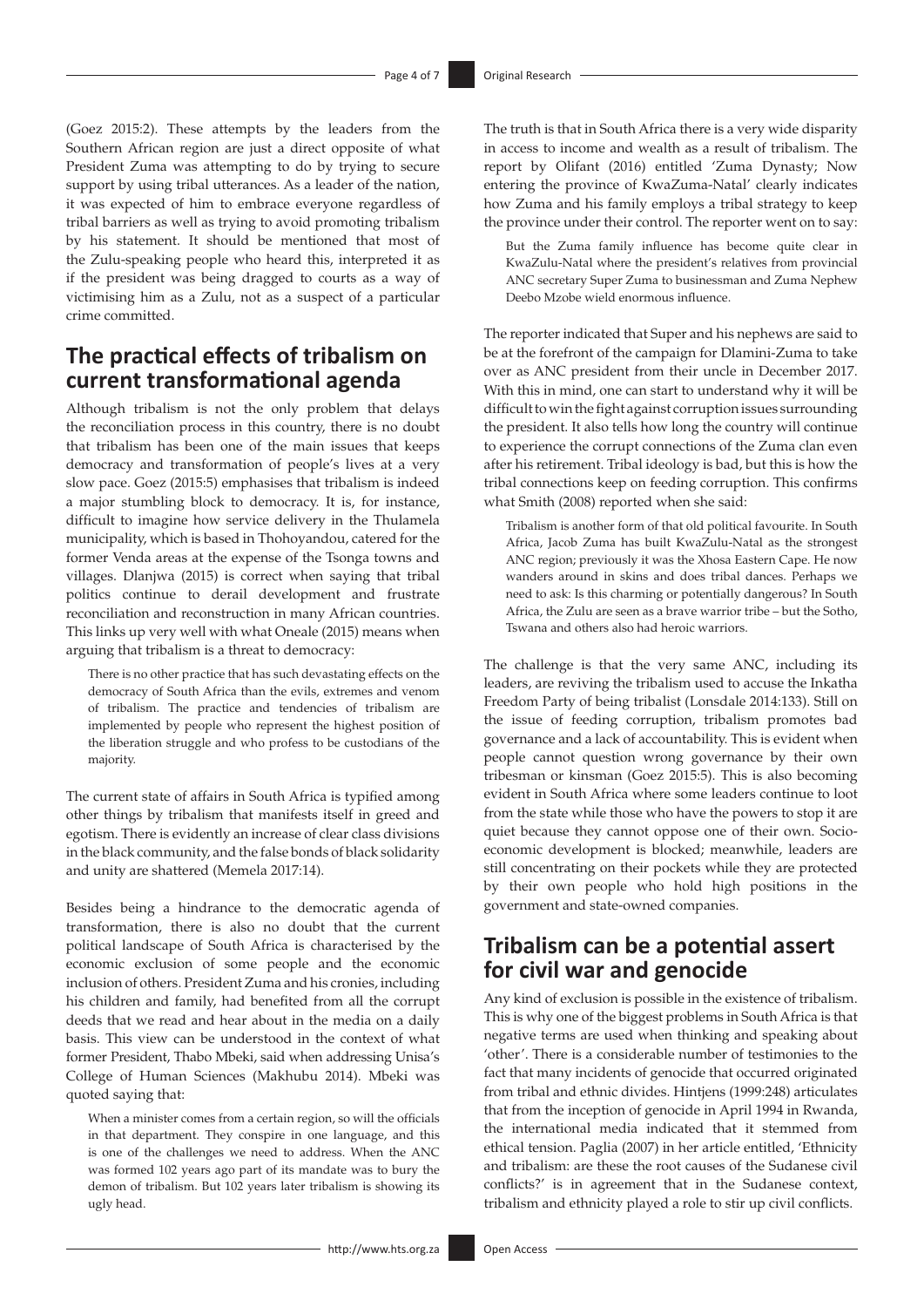(Goez 2015:2). These attempts by the leaders from the Southern African region are just a direct opposite of what President Zuma was attempting to do by trying to secure support by using tribal utterances. As a leader of the nation, it was expected of him to embrace everyone regardless of tribal barriers as well as trying to avoid promoting tribalism by his statement. It should be mentioned that most of the Zulu-speaking people who heard this, interpreted it as if the president was being dragged to courts as a way of victimising him as a Zulu, not as a suspect of a particular crime committed.

## The practical effects of tribalism on current transformational agenda

Although tribalism is not the only problem that delays the reconciliation process in this country, there is no doubt that tribalism has been one of the main issues that keeps democracy and transformation of people's lives at a very slow pace. Goez (2015:5) emphasises that tribalism is indeed a major stumbling block to democracy. It is, for instance, difficult to imagine how service delivery in the Thulamela municipality, which is based in Thohoyandou, catered for the former Venda areas at the expense of the Tsonga towns and villages. Dlanjwa (2015) is correct when saying that tribal politics continue to derail development and frustrate reconciliation and reconstruction in many African countries. This links up very well with what Oneale (2015) means when arguing that tribalism is a threat to democracy:

> There is no other practice that has such devastating effects on the democracy of South Africa than the evils, extremes and venom of tribalism. The practice and tendencies of tribalism are implemented by people who represent the highest position of the liberation struggle and who profess to be custodians of the majority.

The current state of affairs in South Africa is typified among other things by tribalism that manifests itself in greed and egotism. There is evidently an increase of clear class divisions in the black community, and the false bonds of black solidarity and unity are shattered (Memela 2017:14).

Besides being a hindrance to the democratic agenda of transformation, there is also no doubt that the current political landscape of South Africa is characterised by the economic exclusion of some people and the economic inclusion of others. President Zuma and his cronies, including his children and family, had benefited from all the corrupt deeds that we read and hear about in the media on a daily basis. This view can be understood in the context of what former President, Thabo Mbeki, said when addressing Unisa's College of Human Sciences (Makhubu 2014). Mbeki was quoted saying that:

> When a minister comes from a certain region, so will the officials in that department. They conspire in one language, and this is one of the challenges we need to address. When the ANC was formed 102 years ago part of its mandate was to bury the demon of tribalism. But 102 years later tribalism is showing its ugly head.

The truth is that in South Africa there is a very wide disparity in access to income and wealth as a result of tribalism. The report by Olifant (2016) entitled 'Zuma Dynasty; Now entering the province of KwaZuma-Natal' clearly indicates how Zuma and his family employs a tribal strategy to keep the province under their control. The reporter went on to say:

> But the Zuma family influence has become quite clear in KwaZulu-Natal where the president's relatives from provincial ANC secretary Super Zuma to businessman and Zuma Nephew Deebo Mzobe wield enormous influence.

The reporter indicated that Super and his nephews are said to be at the forefront of the campaign for Dlamini-Zuma to take over as ANC president from their uncle in December 2017. With this in mind, one can start to understand why it will be difficult to win the fight against corruption issues surrounding the president. It also tells how long the country will continue to experience the corrupt connections of the Zuma clan even after his retirement. Tribal ideology is bad, but this is how the tribal connections keep on feeding corruption. This confirms what Smith (2008) reported when she said:

> Tribalism is another form of that old political favourite. In South Africa, Jacob Zuma has built KwaZulu-Natal as the strongest ANC region; previously it was the Xhosa Eastern Cape. He now wanders around in skins and does tribal dances. Perhaps we need to ask: Is this charming or potentially dangerous? In South Africa, the Zulu are seen as a brave warrior tribe – but the Sotho, Tswana and others also had heroic warriors.

The challenge is that the very same ANC, including its leaders, are reviving the tribalism used to accuse the Inkatha Freedom Party of being tribalist (Lonsdale 2014:133). Still on the issue of feeding corruption, tribalism promotes bad governance and a lack of accountability. This is evident when people cannot question wrong governance by their own tribesman or kinsman (Goez 2015:5). This is also becoming evident in South Africa where some leaders continue to loot from the state while those who have the powers to stop it are quiet because they cannot oppose one of their own. Socio-economic development is blocked; meanwhile, leaders are still concentrating on their pockets while they are protected by their own people who hold high positions in the government and state-owned companies.

## Tribalism can be a potential assert for civil war and genocide

Any kind of exclusion is possible in the existence of tribalism. This is why one of the biggest problems in South Africa is that negative terms are used when thinking and speaking about 'other'. There is a considerable number of testimonies to the fact that many incidents of genocide that occurred originated from tribal and ethnic divides. Hintjens (1999:248) articulates that from the inception of genocide in April 1994 in Rwanda, the international media indicated that it stemmed from ethical tension. Paglia (2007) in her article entitled, 'Ethnicity and tribalism: are these the root causes of the Sudanese civil conflicts?' is in agreement that in the Sudanese context, tribalism and ethnicity played a role to stir up civil conflicts.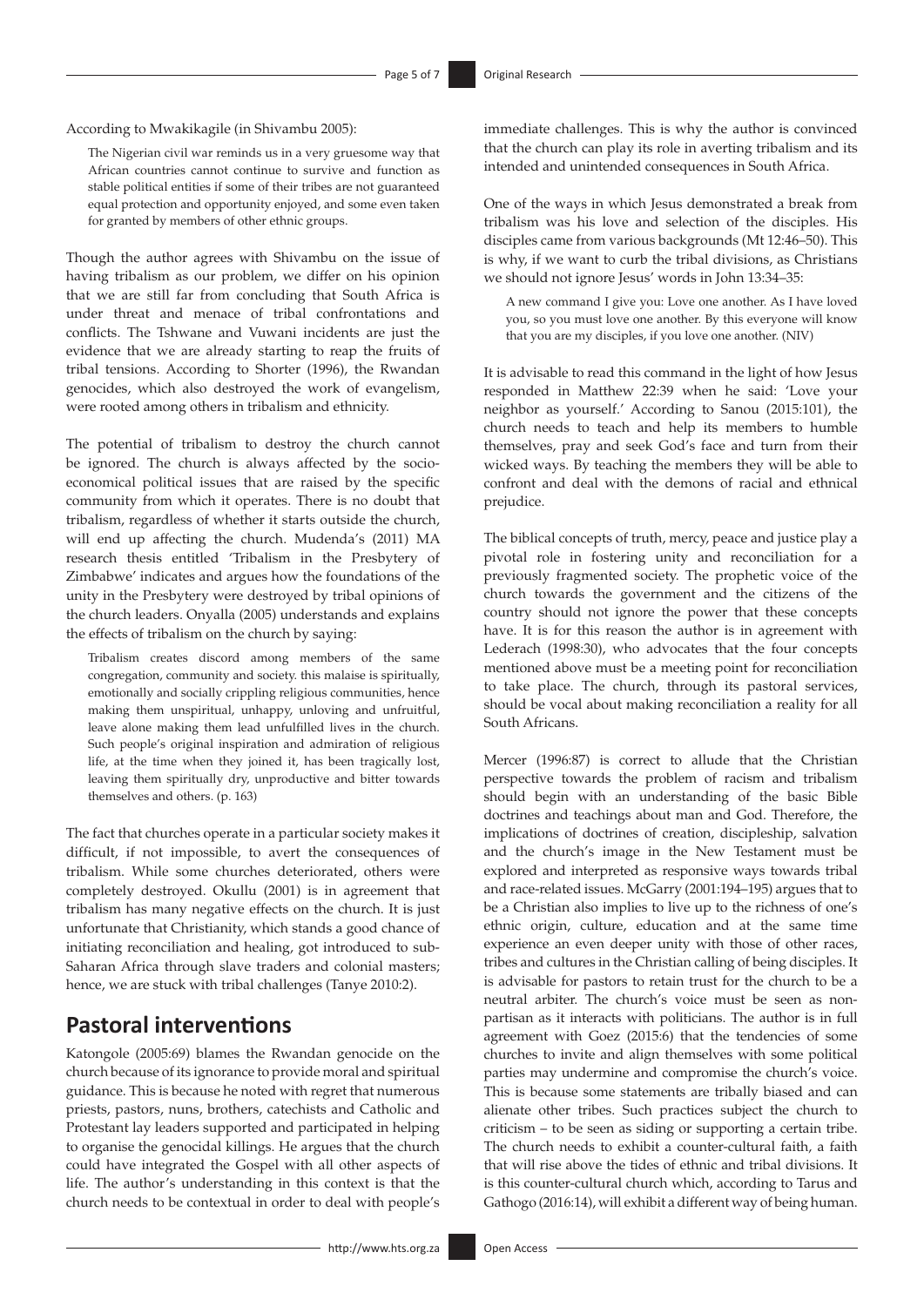According to Mwakikagile (in Shivambu 2005):

> The Nigerian civil war reminds us in a very gruesome way that African countries cannot continue to survive and function as stable political entities if some of their tribes are not guaranteed equal protection and opportunity enjoyed, and some even taken for granted by members of other ethnic groups.

Though the author agrees with Shivambu on the issue of having tribalism as our problem, we differ on his opinion that we are still far from concluding that South Africa is under threat and menace of tribal confrontations and conflicts. The Tshwane and Vuwani incidents are just the evidence that we are already starting to reap the fruits of tribal tensions. According to Shorter (1996), the Rwandan genocides, which also destroyed the work of evangelism, were rooted among others in tribalism and ethnicity.

The potential of tribalism to destroy the church cannot be ignored. The church is always affected by the socio-economical political issues that are raised by the specific community from which it operates. There is no doubt that tribalism, regardless of whether it starts outside the church, will end up affecting the church. Mudenda's (2011) MA research thesis entitled 'Tribalism in the Presbytery of Zimbabwe' indicates and argues how the foundations of the unity in the Presbytery were destroyed by tribal opinions of the church leaders. Onyalla (2005) understands and explains the effects of tribalism on the church by saying:

> Tribalism creates discord among members of the same congregation, community and society. this malaise is spiritually, emotionally and socially crippling religious communities, hence making them unspiritual, unhappy, unloving and unfruitful, leave alone making them lead unfulfilled lives in the church. Such people's original inspiration and admiration of religious life, at the time when they joined it, has been tragically lost, leaving them spiritually dry, unproductive and bitter towards themselves and others. (p. 163)

The fact that churches operate in a particular society makes it difficult, if not impossible, to avert the consequences of tribalism. While some churches deteriorated, others were completely destroyed. Okullu (2001) is in agreement that tribalism has many negative effects on the church. It is just unfortunate that Christianity, which stands a good chance of initiating reconciliation and healing, got introduced to sub-Saharan Africa through slave traders and colonial masters; hence, we are stuck with tribal challenges (Tanye 2010:2).

## Pastoral interventions

Katongole (2005:69) blames the Rwandan genocide on the church because of its ignorance to provide moral and spiritual guidance. This is because he noted with regret that numerous priests, pastors, nuns, brothers, catechists and Catholic and Protestant lay leaders supported and participated in helping to organise the genocidal killings. He argues that the church could have integrated the Gospel with all other aspects of life. The author's understanding in this context is that the church needs to be contextual in order to deal with people's immediate challenges. This is why the author is convinced that the church can play its role in averting tribalism and its intended and unintended consequences in South Africa.

One of the ways in which Jesus demonstrated a break from tribalism was his love and selection of the disciples. His disciples came from various backgrounds (Mt 12:46–50). This is why, if we want to curb the tribal divisions, as Christians we should not ignore Jesus' words in John 13:34–35:

> A new command I give you: Love one another. As I have loved you, so you must love one another. By this everyone will know that you are my disciples, if you love one another. (NIV)

It is advisable to read this command in the light of how Jesus responded in Matthew 22:39 when he said: 'Love your neighbor as yourself.' According to Sanou (2015:101), the church needs to teach and help its members to humble themselves, pray and seek God's face and turn from their wicked ways. By teaching the members they will be able to confront and deal with the demons of racial and ethnical prejudice.

The biblical concepts of truth, mercy, peace and justice play a pivotal role in fostering unity and reconciliation for a previously fragmented society. The prophetic voice of the church towards the government and the citizens of the country should not ignore the power that these concepts have. It is for this reason the author is in agreement with Lederach (1998:30), who advocates that the four concepts mentioned above must be a meeting point for reconciliation to take place. The church, through its pastoral services, should be vocal about making reconciliation a reality for all South Africans.

Mercer (1996:87) is correct to allude that the Christian perspective towards the problem of racism and tribalism should begin with an understanding of the basic Bible doctrines and teachings about man and God. Therefore, the implications of doctrines of creation, discipleship, salvation and the church's image in the New Testament must be explored and interpreted as responsive ways towards tribal and race-related issues. McGarry (2001:194–195) argues that to be a Christian also implies to live up to the richness of one's ethnic origin, culture, education and at the same time experience an even deeper unity with those of other races, tribes and cultures in the Christian calling of being disciples. It is advisable for pastors to retain trust for the church to be a neutral arbiter. The church's voice must be seen as non-partisan as it interacts with politicians. The author is in full agreement with Goez (2015:6) that the tendencies of some churches to invite and align themselves with some political parties may undermine and compromise the church's voice. This is because some statements are tribally biased and can alienate other tribes. Such practices subject the church to criticism – to be seen as siding or supporting a certain tribe. The church needs to exhibit a counter-cultural faith, a faith that will rise above the tides of ethnic and tribal divisions. It is this counter-cultural church which, according to Tarus and Gathogo (2016:14), will exhibit a different way of being human.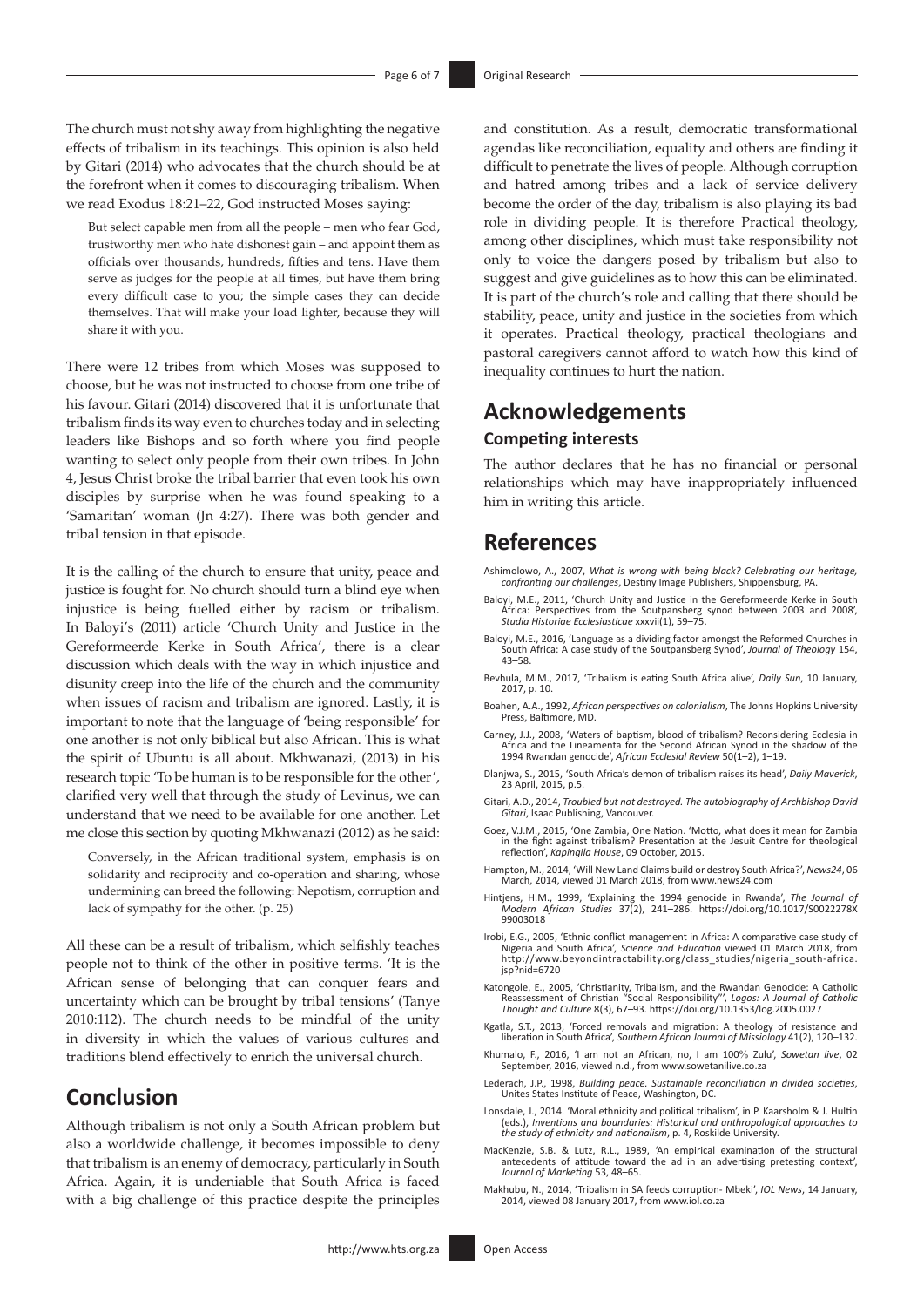The church must not shy away from highlighting the negative effects of tribalism in its teachings. This opinion is also held by Gitari (2014) who advocates that the church should be at the forefront when it comes to discouraging tribalism. When we read Exodus 18:21–22, God instructed Moses saying:

> But select capable men from all the people – men who fear God, trustworthy men who hate dishonest gain – and appoint them as officials over thousands, hundreds, fifties and tens. Have them serve as judges for the people at all times, but have them bring every difficult case to you; the simple cases they can decide themselves. That will make your load lighter, because they will share it with you.

There were 12 tribes from which Moses was supposed to choose, but he was not instructed to choose from one tribe of his favour. Gitari (2014) discovered that it is unfortunate that tribalism finds its way even to churches today and in selecting leaders like Bishops and so forth where you find people wanting to select only people from their own tribes. In John 4, Jesus Christ broke the tribal barrier that even took his own disciples by surprise when he was found speaking to a 'Samaritan' woman (Jn 4:27). There was both gender and tribal tension in that episode.

It is the calling of the church to ensure that unity, peace and justice is fought for. No church should turn a blind eye when injustice is being fuelled either by racism or tribalism. In Baloyi's (2011) article 'Church Unity and Justice in the Gereformeerde Kerke in South Africa', there is a clear discussion which deals with the way in which injustice and disunity creep into the life of the church and the community when issues of racism and tribalism are ignored. Lastly, it is important to note that the language of 'being responsible' for one another is not only biblical but also African. This is what the spirit of Ubuntu is all about. Mkhwanazi, (2013) in his research topic 'To be human is to be responsible for the other', clarified very well that through the study of Levinus, we can understand that we need to be available for one another. Let me close this section by quoting Mkhwanazi (2012) as he said:

> Conversely, in the African traditional system, emphasis is on solidarity and reciprocity and co-operation and sharing, whose undermining can breed the following: Nepotism, corruption and lack of sympathy for the other. (p. 25)

All these can be a result of tribalism, which selfishly teaches people not to think of the other in positive terms. 'It is the African sense of belonging that can conquer fears and uncertainty which can be brought by tribal tensions' (Tanye 2010:112). The church needs to be mindful of the unity in diversity in which the values of various cultures and traditions blend effectively to enrich the universal church.

## Conclusion

Although tribalism is not only a South African problem but also a worldwide challenge, it becomes impossible to deny that tribalism is an enemy of democracy, particularly in South Africa. Again, it is undeniable that South Africa is faced with a big challenge of this practice despite the principles and constitution. As a result, democratic transformational agendas like reconciliation, equality and others are finding it difficult to penetrate the lives of people. Although corruption and hatred among tribes and a lack of service delivery become the order of the day, tribalism is also playing its bad role in dividing people. It is therefore Practical theology, among other disciplines, which must take responsibility not only to voice the dangers posed by tribalism but also to suggest and give guidelines as to how this can be eliminated. It is part of the church's role and calling that there should be stability, peace, unity and justice in the societies from which it operates. Practical theology, practical theologians and pastoral caregivers cannot afford to watch how this kind of inequality continues to hurt the nation.

## Acknowledgements

### Competing interests

The author declares that he has no financial or personal relationships which may have inappropriately influenced him in writing this article.

## References

Ashimolowo, A., 2007, *What is wrong with being black? Celebrating our heritage, confronting our challenges*, Destiny Image Publishers, Shippensburg, PA.

Baloyi, M.E., 2011, 'Church Unity and Justice in the Gereformeerde Kerke in South Africa: Perspectives from the Soutpansberg synod between 2003 and 2008', *Studia Historiae Ecclesiasticae* xxxvii(1), 59–75.

Baloyi, M.E., 2016, 'Language as a dividing factor amongst the Reformed Churches in South Africa: A case study of the Soutpansberg Synod', *Journal of Theology* 154, 43–58.

Bevhula, M.M., 2017, 'Tribalism is eating South Africa alive', *Daily Sun*, 10 January, 2017, p. 10.

Boahen, A.A., 1992, *African perspectives on colonialism*, The Johns Hopkins University Press, Baltimore, MD.

Carney, J.J., 2008, 'Waters of baptism, blood of tribalism? Reconsidering Ecclesia in Africa and the Lineamenta for the Second African Synod in the shadow of the 1994 Rwandan genocide', *African Ecclesial Review* 50(1–2), 1–19.

Dlanjwa, S., 2015, 'South Africa's demon of tribalism raises its head', *Daily Maverick*, 23 April, 2015, p.5.

Gitari, A.D., 2014, *Troubled but not destroyed. The autobiography of Archbishop David Gitari*, Isaac Publishing, Vancouver.

Goez, V.J.M., 2015, 'One Zambia, One Nation. 'Motto, what does it mean for Zambia in the fight against tribalism? Presentation at the Jesuit Centre for theological reflection', *Kapingila House*, 09 October, 2015.

Hampton, M., 2014, 'Will New Land Claims build or destroy South Africa?', *News24*, 06 March, 2014, viewed 01 March 2018, from www.news24.com

Hintjens, H.M., 1999, 'Explaining the 1994 genocide in Rwanda', *The Journal of Modern African Studies* 37(2), 241–286. https://doi.org/10.1017/S0022278X99003018

Irobi, E.G., 2005, 'Ethnic conflict management in Africa: A comparative case study of Nigeria and South Africa', *Science and Education* viewed 01 March 2018, from http://www.beyondintractability.org/class_studies/nigeria_south-africa.jsp?nid=6720

Katongole, E., 2005, 'Christianity, Tribalism, and the Rwandan Genocide: A Catholic Reassessment of Christian "Social Responsibility"', *Logos: A Journal of Catholic Thought and Culture* 8(3), 67–93. https://doi.org/10.1353/log.2005.0027

Kgatla, S.T., 2013, 'Forced removals and migration: A theology of resistance and liberation in South Africa', *Southern African Journal of Missiology* 41(2), 120–132.

Khumalo, F., 2016, 'I am not an African, no, I am 100% Zulu', *Sowetan live*, 02 September, 2016, viewed n.d., from www.sowetanilive.co.za

Lederach, J.P., 1998, *Building peace. Sustainable reconciliation in divided societies*, Unites States Institute of Peace, Washington, DC.

Lonsdale, J., 2014. 'Moral ethnicity and political tribalism', in P. Kaarsholm & J. Hultin (eds.), *Inventions and boundaries: Historical and anthropological approaches to the study of ethnicity and nationalism*, p. 4, Roskilde University.

MacKenzie, S.B. & Lutz, R.L., 1989, 'An empirical examination of the structural antecedents of attitude toward the ad in an advertising pretesting context', *Journal of Marketing* 53, 48–65.

Makhubu, N., 2014, 'Tribalism in SA feeds corruption- Mbeki', *IOL News*, 14 January, 2014, viewed 08 January 2017, from www.iol.co.za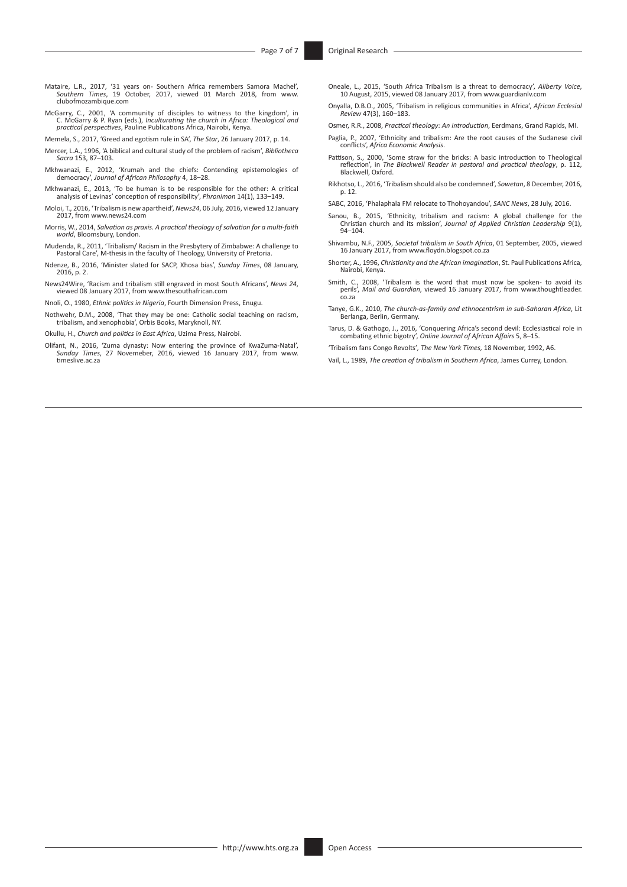Mataire, L.R., 2017, '31 years on- Southern Africa remembers Samora Machel', *Southern Times*, 19 October, 2017, viewed 01 March 2018, from www.clubofmozambique.com

McGarry, C., 2001, 'A community of disciples to witness to the kingdom', in C. McGarry & P. Ryan (eds.), *Inculturating the church in Africa: Theological and practical perspectives*, Pauline Publications Africa, Nairobi, Kenya.

Memela, S., 2017, 'Greed and egotism rule in SA', *The Star*, 26 January 2017, p. 14.

Mercer, L.A., 1996, 'A biblical and cultural study of the problem of racism', *Bibliotheca Sacra* 153, 87–103.

Mkhwanazi, E., 2012, 'Krumah and the chiefs: Contending epistemologies of democracy', *Journal of African Philosophy* 4, 18–28.

Mkhwanazi, E., 2013, 'To be human is to be responsible for the other: A critical analysis of Levinas' conception of responsibility', *Phronimon* 14(1), 133–149.

Moloi, T., 2016, 'Tribalism is new apartheid', *News24*, 06 July, 2016, viewed 12 January 2017, from www.news24.com

Morris, W., 2014, *Salvation as praxis. A practical theology of salvation for a multi-faith world*, Bloomsbury, London.

Mudenda, R., 2011, 'Tribalism/ Racism in the Presbytery of Zimbabwe: A challenge to Pastoral Care', M-thesis in the faculty of Theology, University of Pretoria.

Ndenze, B., 2016, 'Minister slated for SACP, Xhosa bias', *Sunday Times*, 08 January, 2016, p. 2.

News24Wire, 'Racism and tribalism still engraved in most South Africans', *News 24*, viewed 08 January 2017, from www.thesouthafrican.com

Nnoli, O., 1980, *Ethnic politics in Nigeria*, Fourth Dimension Press, Enugu.

Nothwehr, D.M., 2008, 'That they may be one: Catholic social teaching on racism, tribalism, and xenophobia', Orbis Books, Maryknoll, NY.

Okullu, H., *Church and politics in East Africa*, Uzima Press, Nairobi.

Olifant, N., 2016, 'Zuma dynasty: Now entering the province of KwaZuma-Natal', *Sunday Times*, 27 Novemeber, 2016, viewed 16 January 2017, from www.timeslive.ac.za

Oneale, L., 2015, 'South Africa Tribalism is a threat to democracy', *Aliberty Voice*, 10 August, 2015, viewed 08 January 2017, from www.guardianlv.com

Onyalla, D.B.O., 2005, 'Tribalism in religious communities in Africa', *African Ecclesial Review* 47(3), 160–183.

Osmer, R.R., 2008, *Practical theology: An introduction*, Eerdmans, Grand Rapids, MI.

Paglia, P., 2007, 'Ethnicity and tribalism: Are the root causes of the Sudanese civil conflicts', *Africa Economic Analysis*.

Pattison, S., 2000, 'Some straw for the bricks: A basic introduction to Theological reflection', in *The Blackwell Reader in pastoral and practical theology*, p. 112, Blackwell, Oxford.

Rikhotso, L., 2016, 'Tribalism should also be condemned', *Sowetan*, 8 December, 2016, p. 12.

SABC, 2016, 'Phalaphala FM relocate to Thohoyandou', *SANC News*, 28 July, 2016.

Sanou, B., 2015, 'Ethnicity, tribalism and racism: A global challenge for the Christian church and its mission', *Journal of Applied Christian Leadership* 9(1), 94–104.

Shivambu, N.F., 2005, *Societal tribalism in South Africa*, 01 September, 2005, viewed 16 January 2017, from www.floydn.blogspot.co.za

Shorter, A., 1996, *Christianity and the African imagination*, St. Paul Publications Africa, Nairobi, Kenya.

Smith, C., 2008, 'Tribalism is the word that must now be spoken- to avoid its perils', *Mail and Guardian*, viewed 16 January 2017, from www.thoughtleader.co.za

Tanye, G.K., 2010, *The church-as-family and ethnocentrism in sub-Saharan Africa*, Lit Berlanga, Berlin, Germany.

Tarus, D. & Gathogo, J., 2016, 'Conquering Africa's second devil: Ecclesiastical role in combating ethnic bigotry', *Online Journal of African Affairs* 5, 8–15.

'Tribalism fans Congo Revolts', *The New York Times,* 18 November, 1992, A6.

Vail, L., 1989, *The creation of tribalism in Southern Africa*, James Currey, London.